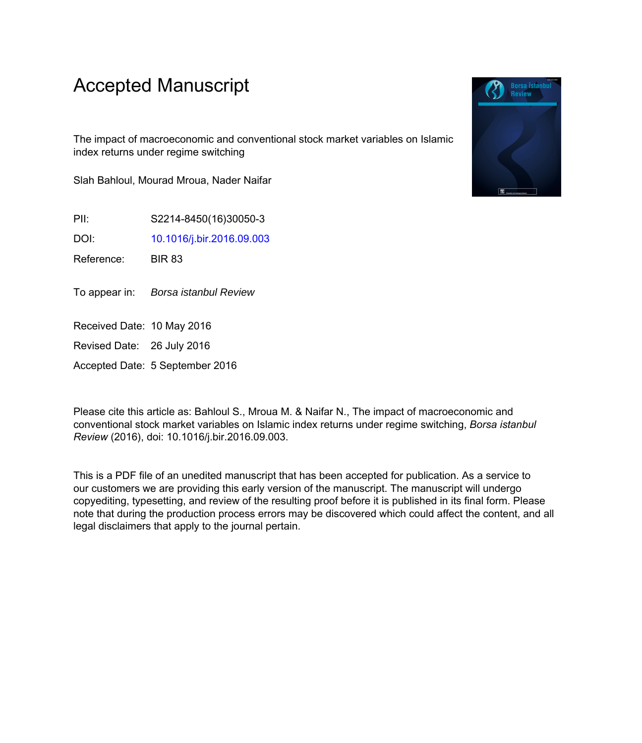# Accepted Manuscript

The impact of macroeconomic and conventional stock market variables on Islamic index returns under regime switching

Slah Bahloul, Mourad Mroua, Nader Naifar

PII: S2214-8450(16)30050-3

DOI: 10.1016/j.bir.2016.09.003

Reference: BIR 83

To appear in: *Borsa istanbul Review*

Received Date: 10 May 2016

Revised Date: 26 July 2016

Accepted Date: 5 September 2016

Please cite this article as: Bahloul S., Mroua M. & Naifar N., The impact of macroeconomic and conventional stock market variables on Islamic index returns under regime switching, *Borsa istanbul Review* (2016), doi: 10.1016/j.bir.2016.09.003.

This is a PDF file of an unedited manuscript that has been accepted for publication. As a service to our customers we are providing this early version of the manuscript. The manuscript will undergo copyediting, typesetting, and review of the resulting proof before it is published in its final form. Please note that during the production process errors may be discovered which could affect the content, and all legal disclaimers that apply to the journal pertain.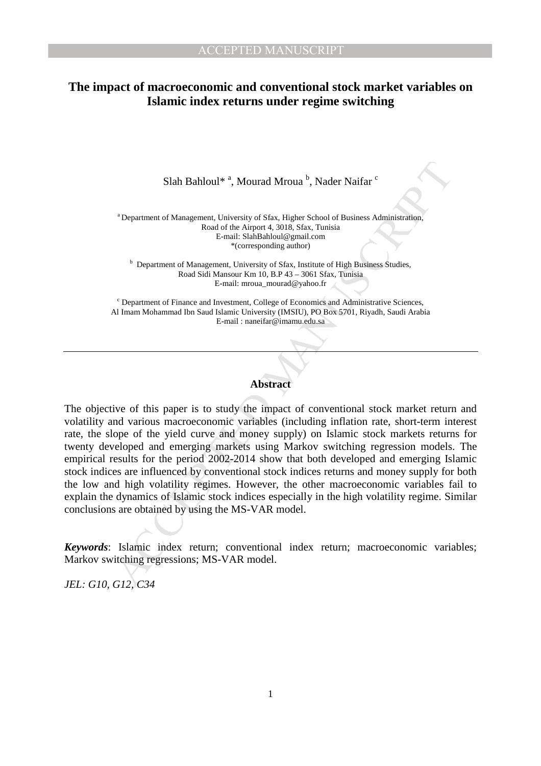# The impact of macroeconomic and conventional stock market variables on Islamic index returns under regime switching

Slah Bahloul* [a], Mourad Mroua [b], Nader Naifar [c]

[a] Department of Management, University of Sfax, Higher School of Business Administration, Road of the Airport 4, 3018, Sfax, Tunisia
E-mail: SlahBahloul@gmail.com
*(corresponding author)

[b] Department of Management, University of Sfax, Institute of High Business Studies, Road Sidi Mansour Km 10, B.P 43 – 3061 Sfax, Tunisia
E-mail: mroua_mourad@yahoo.fr

[c] Department of Finance and Investment, College of Economics and Administrative Sciences, Al Imam Mohammad Ibn Saud Islamic University (IMSIU), PO Box 5701, Riyadh, Saudi Arabia
E-mail : naneifar@imamu.edu.sa

---

## Abstract

The objective of this paper is to study the impact of conventional stock market return and volatility and various macroeconomic variables (including inflation rate, short-term interest rate, the slope of the yield curve and money supply) on Islamic stock markets returns for twenty developed and emerging markets using Markov switching regression models. The empirical results for the period 2002-2014 show that both developed and emerging Islamic stock indices are influenced by conventional stock indices returns and money supply for both the low and high volatility regimes. However, the other macroeconomic variables fail to explain the dynamics of Islamic stock indices especially in the high volatility regime. Similar conclusions are obtained by using the MS-VAR model.

***Keywords***: Islamic index return; conventional index return; macroeconomic variables; Markov switching regressions; MS-VAR model.

*JEL: G10, G12, C34*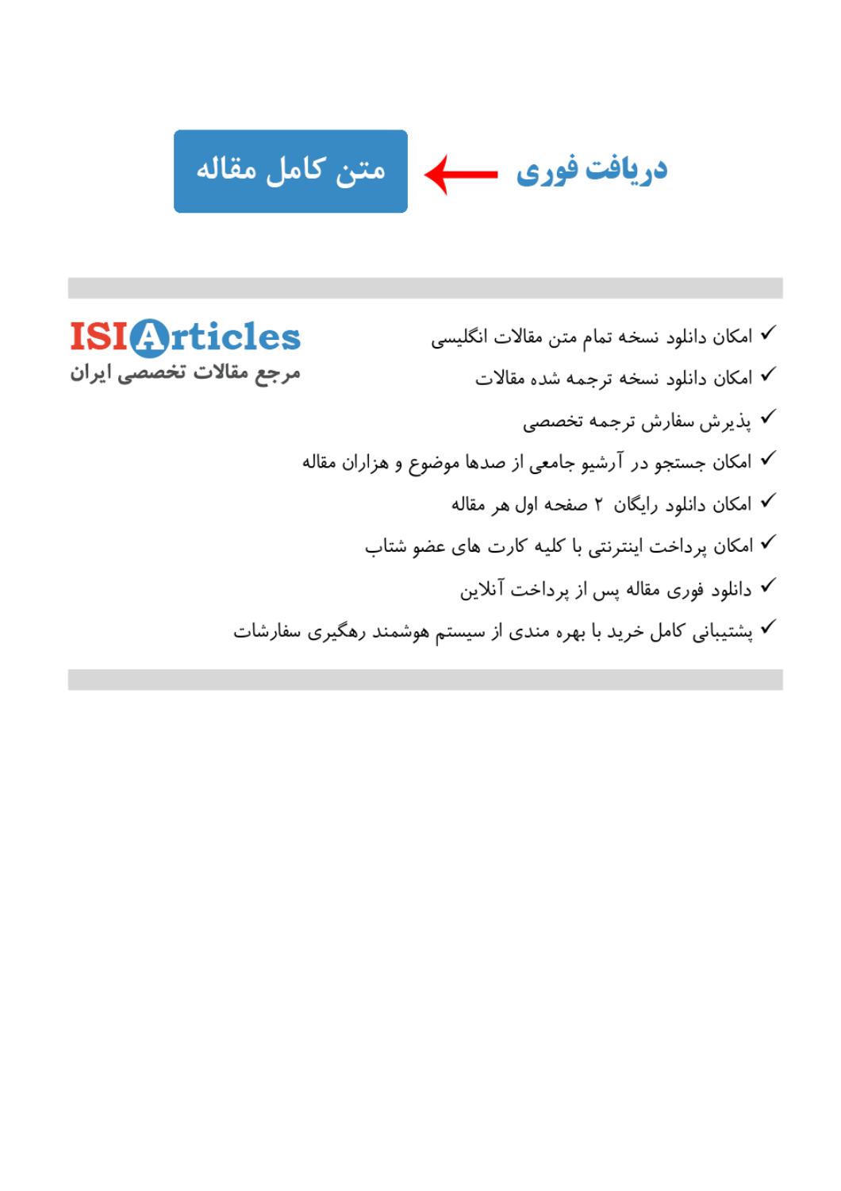دریافت فوری ← متن کامل مقاله

**ISIArticles**
مرجع مقالات تخصصی ایران

- ✓ امکان دانلود نسخه تمام متن مقالات انگلیسی
- ✓ امکان دانلود نسخه ترجمه شده مقالات
- ✓ پذیرش سفارش ترجمه تخصصی
- ✓ امکان جستجو در آرشیو جامعی از صدها موضوع و هزاران مقاله
- ✓ امکان دانلود رایگان ۲ صفحه اول هر مقاله
- ✓ امکان پرداخت اینترنتی با کلیه کارت های عضو شتاب
- ✓ دانلود فوری مقاله پس از پرداخت آنلاین
- ✓ پشتیبانی کامل خرید با بهره مندی از سیستم هوشمند رهگیری سفارشات